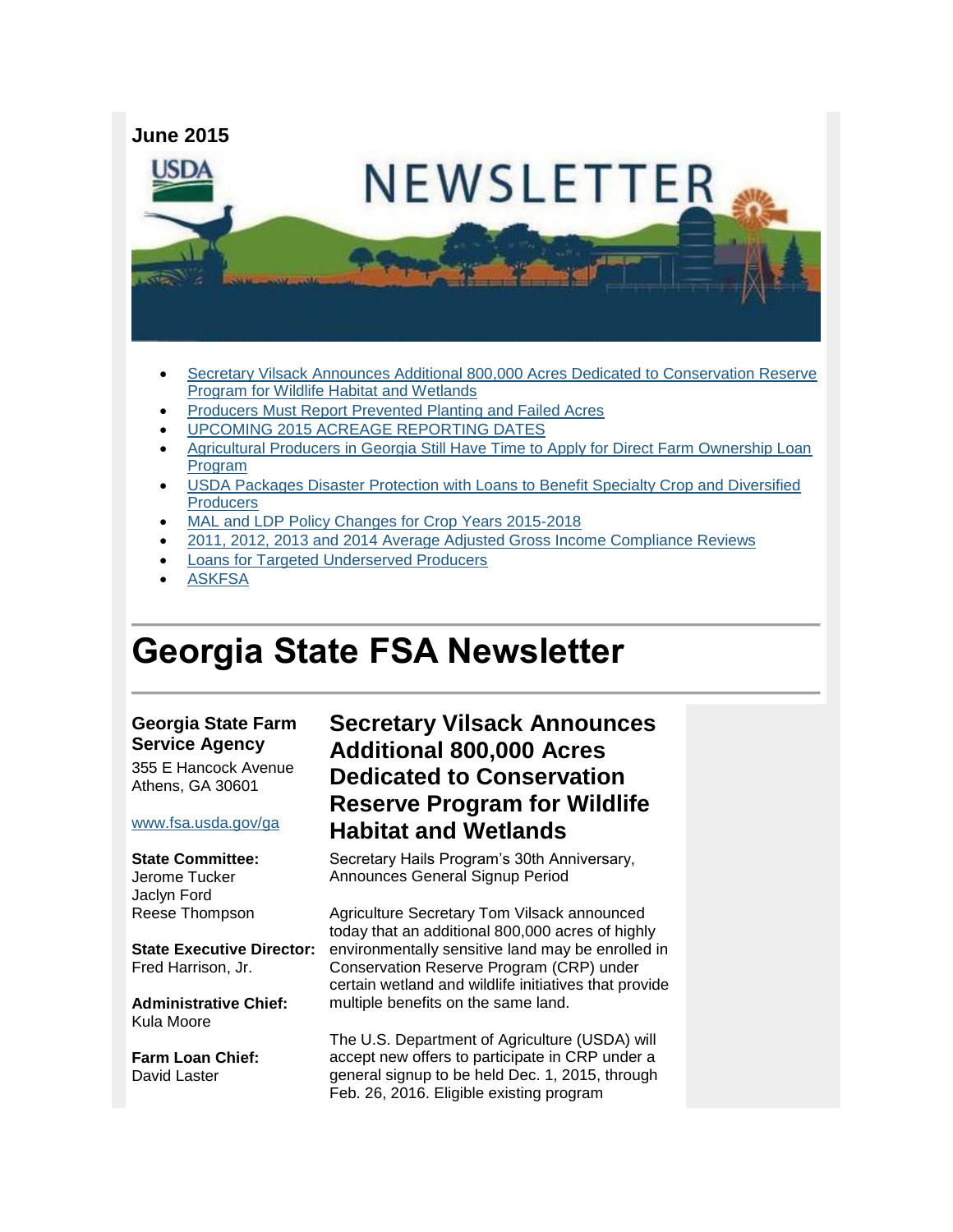June 2015

- Secretary Vilsack Announces Additional 800,000 Acres Dedicated to Conservation Reserve Program for Wildlife Habitat and Wetlands
- Producers Must Report Prevented Planting and Failed Acres
- UPCOMING 2015 ACREAGE REPORTING DATES
- Agricultural Producers in Georgia Still Have Time to Apply for Direct Farm Ownership Loan Program
- USDA Packages Disaster Protection with Loans to Benefit Specialty Crop and Diversified Producers
- MAL and LDP Policy Changes for Crop Years 2015-2018
- 2011, 2012, 2013 and 2014 Average Adjusted Gross Income Compliance Reviews
- Loans for Targeted Underserved Producers
- ASKFSA

# Georgia State FSA Newsletter

**Georgia State Farm Service Agency**
355 E Hancock Avenue
Athens, GA 30601

www.fsa.usda.gov/ga

**State Committee:**
Jerome Tucker
Jaclyn Ford
Reese Thompson

**State Executive Director:**
Fred Harrison, Jr.

**Administrative Chief:**
Kula Moore

**Farm Loan Chief:**
David Laster

## Secretary Vilsack Announces Additional 800,000 Acres Dedicated to Conservation Reserve Program for Wildlife Habitat and Wetlands

Secretary Hails Program's 30th Anniversary, Announces General Signup Period

Agriculture Secretary Tom Vilsack announced today that an additional 800,000 acres of highly environmentally sensitive land may be enrolled in Conservation Reserve Program (CRP) under certain wetland and wildlife initiatives that provide multiple benefits on the same land.

The U.S. Department of Agriculture (USDA) will accept new offers to participate in CRP under a general signup to be held Dec. 1, 2015, through Feb. 26, 2016. Eligible existing program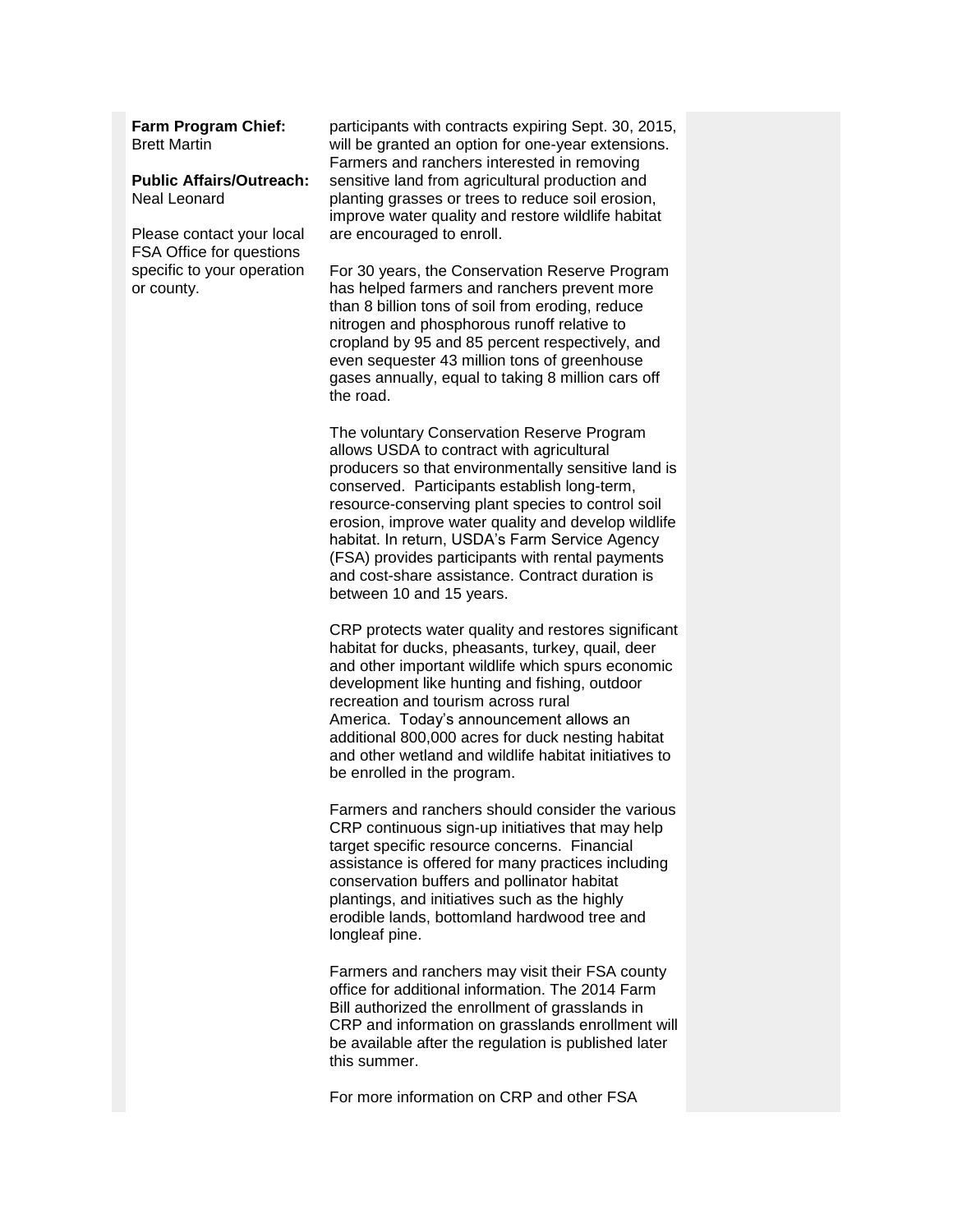**Farm Program Chief:**
Brett Martin

**Public Affairs/Outreach:**
Neal Leonard

Please contact your local FSA Office for questions specific to your operation or county.

participants with contracts expiring Sept. 30, 2015, will be granted an option for one-year extensions. Farmers and ranchers interested in removing sensitive land from agricultural production and planting grasses or trees to reduce soil erosion, improve water quality and restore wildlife habitat are encouraged to enroll.

For 30 years, the Conservation Reserve Program has helped farmers and ranchers prevent more than 8 billion tons of soil from eroding, reduce nitrogen and phosphorous runoff relative to cropland by 95 and 85 percent respectively, and even sequester 43 million tons of greenhouse gases annually, equal to taking 8 million cars off the road.

The voluntary Conservation Reserve Program allows USDA to contract with agricultural producers so that environmentally sensitive land is conserved. Participants establish long-term, resource-conserving plant species to control soil erosion, improve water quality and develop wildlife habitat. In return, USDA's Farm Service Agency (FSA) provides participants with rental payments and cost-share assistance. Contract duration is between 10 and 15 years.

CRP protects water quality and restores significant habitat for ducks, pheasants, turkey, quail, deer and other important wildlife which spurs economic development like hunting and fishing, outdoor recreation and tourism across rural America. Today's announcement allows an additional 800,000 acres for duck nesting habitat and other wetland and wildlife habitat initiatives to be enrolled in the program.

Farmers and ranchers should consider the various CRP continuous sign-up initiatives that may help target specific resource concerns. Financial assistance is offered for many practices including conservation buffers and pollinator habitat plantings, and initiatives such as the highly erodible lands, bottomland hardwood tree and longleaf pine.

Farmers and ranchers may visit their FSA county office for additional information. The 2014 Farm Bill authorized the enrollment of grasslands in CRP and information on grasslands enrollment will be available after the regulation is published later this summer.

For more information on CRP and other FSA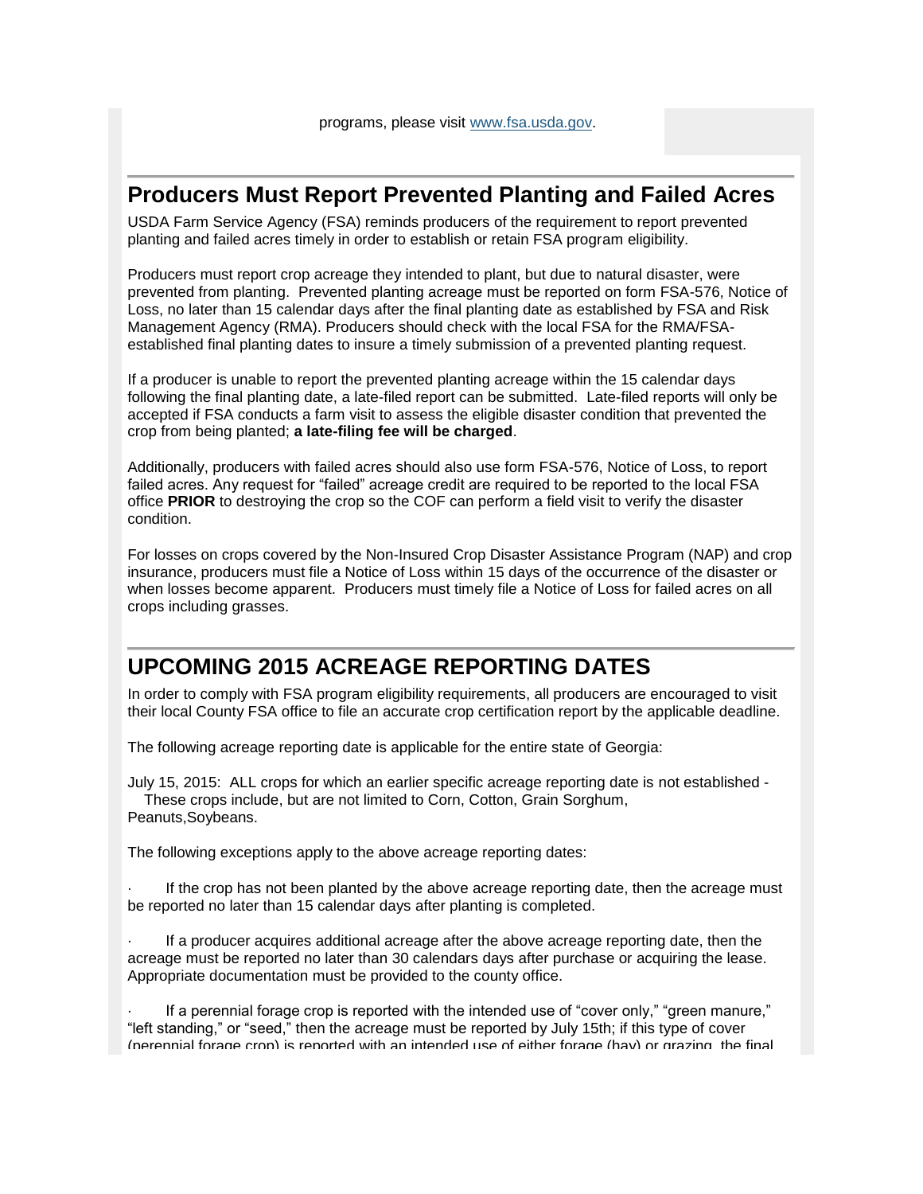programs, please visit www.fsa.usda.gov.

## Producers Must Report Prevented Planting and Failed Acres

USDA Farm Service Agency (FSA) reminds producers of the requirement to report prevented planting and failed acres timely in order to establish or retain FSA program eligibility.

Producers must report crop acreage they intended to plant, but due to natural disaster, were prevented from planting. Prevented planting acreage must be reported on form FSA-576, Notice of Loss, no later than 15 calendar days after the final planting date as established by FSA and Risk Management Agency (RMA). Producers should check with the local FSA for the RMA/FSA-established final planting dates to insure a timely submission of a prevented planting request.

If a producer is unable to report the prevented planting acreage within the 15 calendar days following the final planting date, a late-filed report can be submitted. Late-filed reports will only be accepted if FSA conducts a farm visit to assess the eligible disaster condition that prevented the crop from being planted; **a late-filing fee will be charged**.

Additionally, producers with failed acres should also use form FSA-576, Notice of Loss, to report failed acres. Any request for "failed" acreage credit are required to be reported to the local FSA office **PRIOR** to destroying the crop so the COF can perform a field visit to verify the disaster condition.

For losses on crops covered by the Non-Insured Crop Disaster Assistance Program (NAP) and crop insurance, producers must file a Notice of Loss within 15 days of the occurrence of the disaster or when losses become apparent. Producers must timely file a Notice of Loss for failed acres on all crops including grasses.

## UPCOMING 2015 ACREAGE REPORTING DATES

In order to comply with FSA program eligibility requirements, all producers are encouraged to visit their local County FSA office to file an accurate crop certification report by the applicable deadline.

The following acreage reporting date is applicable for the entire state of Georgia:

July 15, 2015: ALL crops for which an earlier specific acreage reporting date is not established - These crops include, but are not limited to Corn, Cotton, Grain Sorghum, Peanuts,Soybeans.

The following exceptions apply to the above acreage reporting dates:

- If the crop has not been planted by the above acreage reporting date, then the acreage must be reported no later than 15 calendar days after planting is completed.
- If a producer acquires additional acreage after the above acreage reporting date, then the acreage must be reported no later than 30 calendars days after purchase or acquiring the lease. Appropriate documentation must be provided to the county office.
- If a perennial forage crop is reported with the intended use of "cover only," "green manure," "left standing," or "seed," then the acreage must be reported by July 15th; if this type of cover (perennial forage crop) is reported with an intended use of either forage (hay) or grazing, the final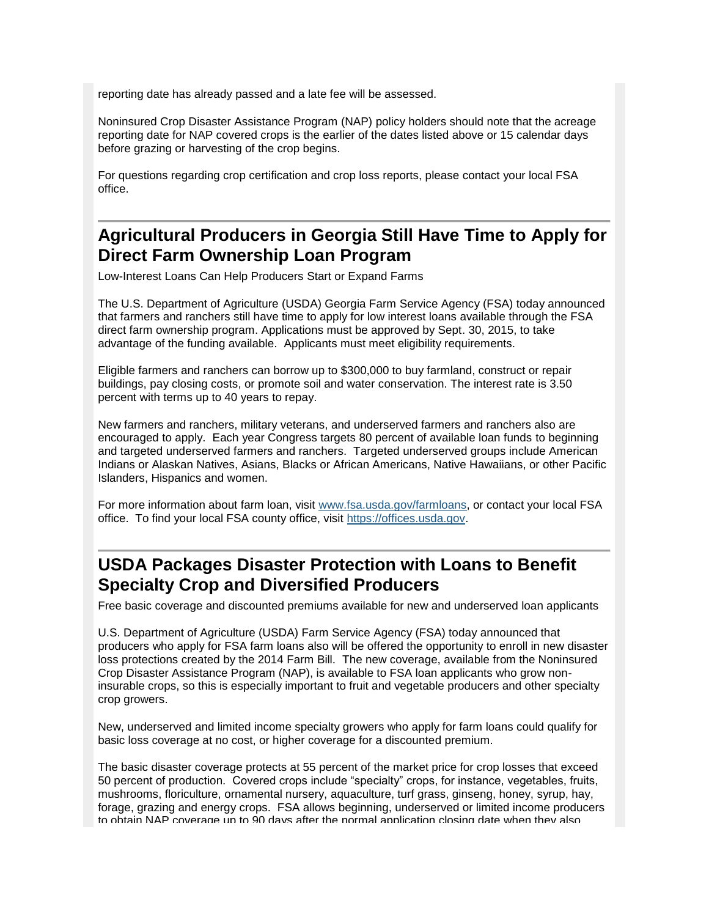reporting date has already passed and a late fee will be assessed.

Noninsured Crop Disaster Assistance Program (NAP) policy holders should note that the acreage reporting date for NAP covered crops is the earlier of the dates listed above or 15 calendar days before grazing or harvesting of the crop begins.

For questions regarding crop certification and crop loss reports, please contact your local FSA office.

## Agricultural Producers in Georgia Still Have Time to Apply for Direct Farm Ownership Loan Program

Low-Interest Loans Can Help Producers Start or Expand Farms

The U.S. Department of Agriculture (USDA) Georgia Farm Service Agency (FSA) today announced that farmers and ranchers still have time to apply for low interest loans available through the FSA direct farm ownership program. Applications must be approved by Sept. 30, 2015, to take advantage of the funding available. Applicants must meet eligibility requirements.

Eligible farmers and ranchers can borrow up to $300,000 to buy farmland, construct or repair buildings, pay closing costs, or promote soil and water conservation. The interest rate is 3.50 percent with terms up to 40 years to repay.

New farmers and ranchers, military veterans, and underserved farmers and ranchers also are encouraged to apply. Each year Congress targets 80 percent of available loan funds to beginning and targeted underserved farmers and ranchers. Targeted underserved groups include American Indians or Alaskan Natives, Asians, Blacks or African Americans, Native Hawaiians, or other Pacific Islanders, Hispanics and women.

For more information about farm loan, visit [www.fsa.usda.gov/farmloans](www.fsa.usda.gov/farmloans), or contact your local FSA office. To find your local FSA county office, visit [https://offices.usda.gov](https://offices.usda.gov).

## USDA Packages Disaster Protection with Loans to Benefit Specialty Crop and Diversified Producers

Free basic coverage and discounted premiums available for new and underserved loan applicants

U.S. Department of Agriculture (USDA) Farm Service Agency (FSA) today announced that producers who apply for FSA farm loans also will be offered the opportunity to enroll in new disaster loss protections created by the 2014 Farm Bill. The new coverage, available from the Noninsured Crop Disaster Assistance Program (NAP), is available to FSA loan applicants who grow non-insurable crops, so this is especially important to fruit and vegetable producers and other specialty crop growers.

New, underserved and limited income specialty growers who apply for farm loans could qualify for basic loss coverage at no cost, or higher coverage for a discounted premium.

The basic disaster coverage protects at 55 percent of the market price for crop losses that exceed 50 percent of production. Covered crops include "specialty" crops, for instance, vegetables, fruits, mushrooms, floriculture, ornamental nursery, aquaculture, turf grass, ginseng, honey, syrup, hay, forage, grazing and energy crops. FSA allows beginning, underserved or limited income producers to obtain NAP coverage up to 90 days after the normal application closing date when they also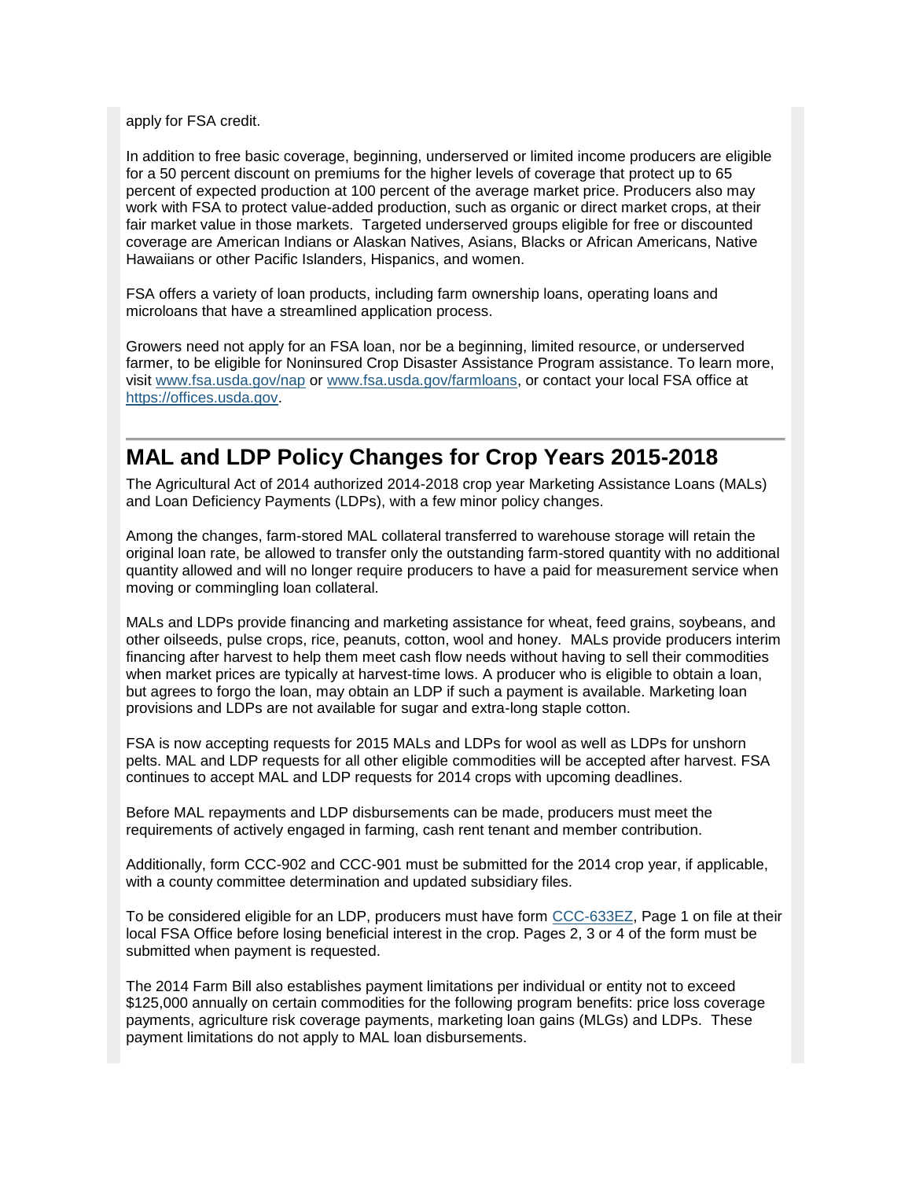apply for FSA credit.

In addition to free basic coverage, beginning, underserved or limited income producers are eligible for a 50 percent discount on premiums for the higher levels of coverage that protect up to 65 percent of expected production at 100 percent of the average market price. Producers also may work with FSA to protect value-added production, such as organic or direct market crops, at their fair market value in those markets. Targeted underserved groups eligible for free or discounted coverage are American Indians or Alaskan Natives, Asians, Blacks or African Americans, Native Hawaiians or other Pacific Islanders, Hispanics, and women.

FSA offers a variety of loan products, including farm ownership loans, operating loans and microloans that have a streamlined application process.

Growers need not apply for an FSA loan, nor be a beginning, limited resource, or underserved farmer, to be eligible for Noninsured Crop Disaster Assistance Program assistance. To learn more, visit [www.fsa.usda.gov/nap](www.fsa.usda.gov/nap) or [www.fsa.usda.gov/farmloans](www.fsa.usda.gov/farmloans), or contact your local FSA office at [https://offices.usda.gov](https://offices.usda.gov).

## MAL and LDP Policy Changes for Crop Years 2015-2018

The Agricultural Act of 2014 authorized 2014-2018 crop year Marketing Assistance Loans (MALs) and Loan Deficiency Payments (LDPs), with a few minor policy changes.

Among the changes, farm-stored MAL collateral transferred to warehouse storage will retain the original loan rate, be allowed to transfer only the outstanding farm-stored quantity with no additional quantity allowed and will no longer require producers to have a paid for measurement service when moving or commingling loan collateral.

MALs and LDPs provide financing and marketing assistance for wheat, feed grains, soybeans, and other oilseeds, pulse crops, rice, peanuts, cotton, wool and honey. MALs provide producers interim financing after harvest to help them meet cash flow needs without having to sell their commodities when market prices are typically at harvest-time lows. A producer who is eligible to obtain a loan, but agrees to forgo the loan, may obtain an LDP if such a payment is available. Marketing loan provisions and LDPs are not available for sugar and extra-long staple cotton.

FSA is now accepting requests for 2015 MALs and LDPs for wool as well as LDPs for unshorn pelts. MAL and LDP requests for all other eligible commodities will be accepted after harvest. FSA continues to accept MAL and LDP requests for 2014 crops with upcoming deadlines.

Before MAL repayments and LDP disbursements can be made, producers must meet the requirements of actively engaged in farming, cash rent tenant and member contribution.

Additionally, form CCC-902 and CCC-901 must be submitted for the 2014 crop year, if applicable, with a county committee determination and updated subsidiary files.

To be considered eligible for an LDP, producers must have form CCC-633EZ, Page 1 on file at their local FSA Office before losing beneficial interest in the crop. Pages 2, 3 or 4 of the form must be submitted when payment is requested.

The 2014 Farm Bill also establishes payment limitations per individual or entity not to exceed $125,000 annually on certain commodities for the following program benefits: price loss coverage payments, agriculture risk coverage payments, marketing loan gains (MLGs) and LDPs. These payment limitations do not apply to MAL loan disbursements.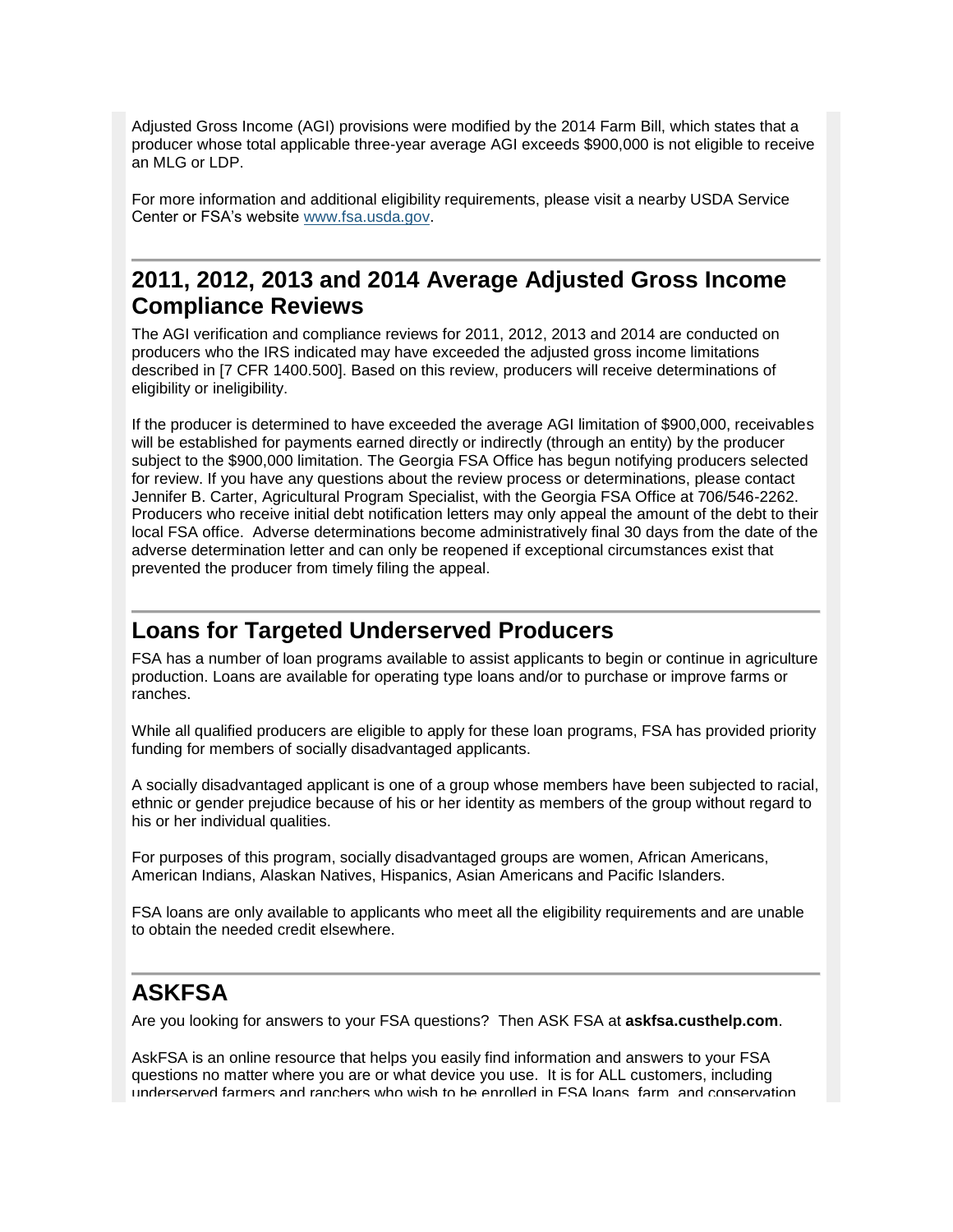Adjusted Gross Income (AGI) provisions were modified by the 2014 Farm Bill, which states that a producer whose total applicable three-year average AGI exceeds $900,000 is not eligible to receive an MLG or LDP.

For more information and additional eligibility requirements, please visit a nearby USDA Service Center or FSA's website [www.fsa.usda.gov](www.fsa.usda.gov).

## 2011, 2012, 2013 and 2014 Average Adjusted Gross Income Compliance Reviews

The AGI verification and compliance reviews for 2011, 2012, 2013 and 2014 are conducted on producers who the IRS indicated may have exceeded the adjusted gross income limitations described in [7 CFR 1400.500]. Based on this review, producers will receive determinations of eligibility or ineligibility.

If the producer is determined to have exceeded the average AGI limitation of $900,000, receivables will be established for payments earned directly or indirectly (through an entity) by the producer subject to the $900,000 limitation. The Georgia FSA Office has begun notifying producers selected for review. If you have any questions about the review process or determinations, please contact Jennifer B. Carter, Agricultural Program Specialist, with the Georgia FSA Office at 706/546-2262. Producers who receive initial debt notification letters may only appeal the amount of the debt to their local FSA office. Adverse determinations become administratively final 30 days from the date of the adverse determination letter and can only be reopened if exceptional circumstances exist that prevented the producer from timely filing the appeal.

## Loans for Targeted Underserved Producers

FSA has a number of loan programs available to assist applicants to begin or continue in agriculture production. Loans are available for operating type loans and/or to purchase or improve farms or ranches.

While all qualified producers are eligible to apply for these loan programs, FSA has provided priority funding for members of socially disadvantaged applicants.

A socially disadvantaged applicant is one of a group whose members have been subjected to racial, ethnic or gender prejudice because of his or her identity as members of the group without regard to his or her individual qualities.

For purposes of this program, socially disadvantaged groups are women, African Americans, American Indians, Alaskan Natives, Hispanics, Asian Americans and Pacific Islanders.

FSA loans are only available to applicants who meet all the eligibility requirements and are unable to obtain the needed credit elsewhere.

## ASKFSA

Are you looking for answers to your FSA questions? Then ASK FSA at **askfsa.custhelp.com**.

AskFSA is an online resource that helps you easily find information and answers to your FSA questions no matter where you are or what device you use. It is for ALL customers, including underserved farmers and ranchers who wish to be enrolled in FSA loans, farm, and conservation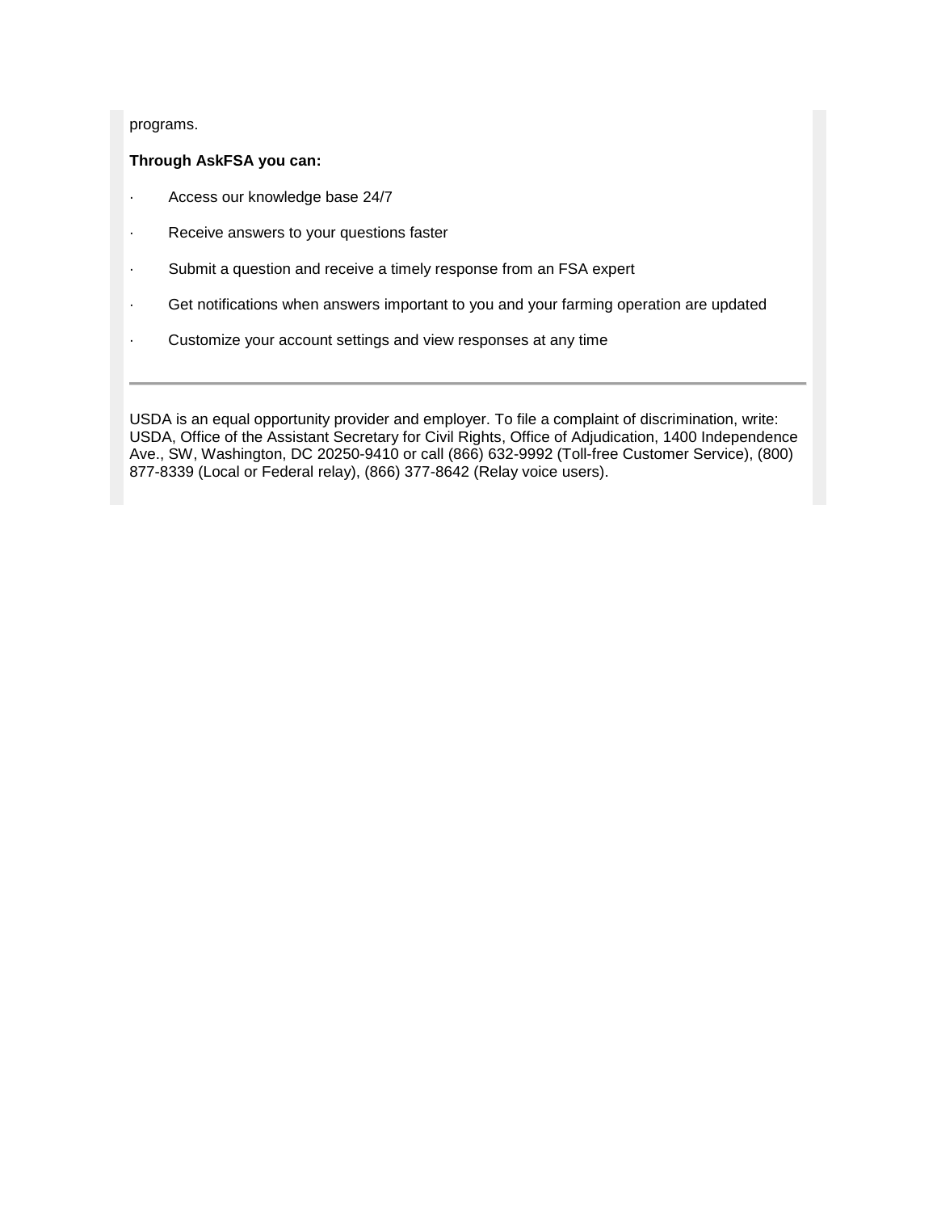programs.

**Through AskFSA you can:**

- Access our knowledge base 24/7
- Receive answers to your questions faster
- Submit a question and receive a timely response from an FSA expert
- Get notifications when answers important to you and your farming operation are updated
- Customize your account settings and view responses at any time

---

USDA is an equal opportunity provider and employer. To file a complaint of discrimination, write: USDA, Office of the Assistant Secretary for Civil Rights, Office of Adjudication, 1400 Independence Ave., SW, Washington, DC 20250-9410 or call (866) 632-9992 (Toll-free Customer Service), (800) 877-8339 (Local or Federal relay), (866) 377-8642 (Relay voice users).